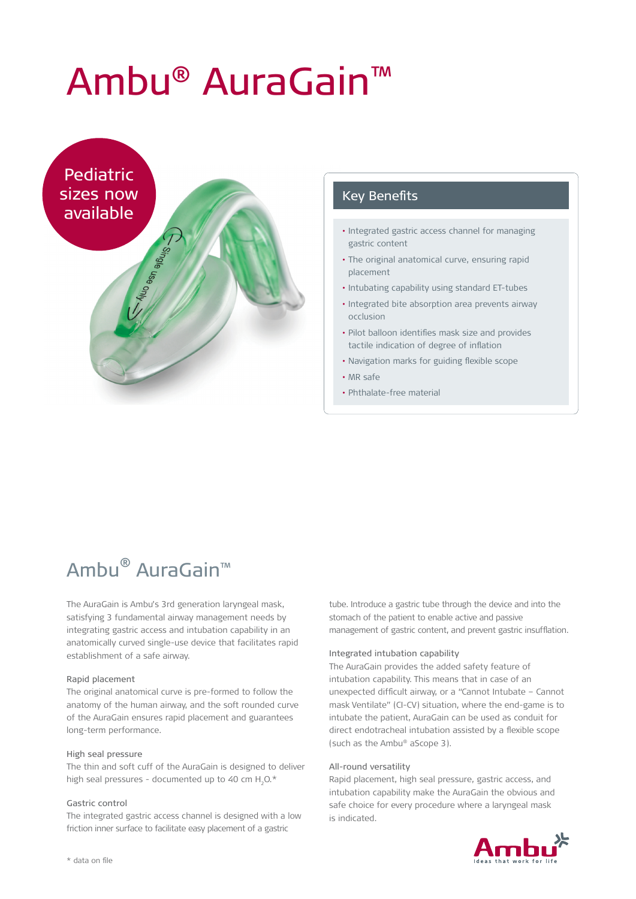# Ambu® AuraGain™

Pediatric sizes now available

## Key Benefits

- Integrated gastric access channel for managing gastric content
- The original anatomical curve, ensuring rapid placement
- Intubating capability using standard ET-tubes
- Integrated bite absorption area prevents airway occlusion
- Pilot balloon identifies mask size and provides tactile indication of degree of inflation
- Navigation marks for guiding flexible scope
- MR safe
- Phthalate-free material

## Ambu® AuraGain™

The AuraGain is Ambu's 3rd generation laryngeal mask, satisfying 3 fundamental airway management needs by integrating gastric access and intubation capability in an anatomically curved single-use device that facilitates rapid establishment of a safe airway.

### Rapid placement

The original anatomical curve is pre-formed to follow the anatomy of the human airway, and the soft rounded curve of the AuraGain ensures rapid placement and guarantees long-term performance.

### High seal pressure

The thin and soft cuff of the AuraGain is designed to deliver high seal pressures - documented up to 40 cm $H_2O$.*

### Gastric control

The integrated gastric access channel is designed with a low friction inner surface to facilitate easy placement of a gastric tube. Introduce a gastric tube through the device and into the stomach of the patient to enable active and passive management of gastric content, and prevent gastric insufflation.

### Integrated intubation capability

The AuraGain provides the added safety feature of intubation capability. This means that in case of an unexpected difficult airway, or a "Cannot Intubate – Cannot mask Ventilate" (CI-CV) situation, where the end-game is to intubate the patient, AuraGain can be used as conduit for direct endotracheal intubation assisted by a flexible scope (such as the Ambu® aScope 3).

### All-round versatility

Rapid placement, high seal pressure, gastric access, and intubation capability make the AuraGain the obvious and safe choice for every procedure where a laryngeal mask is indicated.

\* data on file

Ambu – Ideas that work for life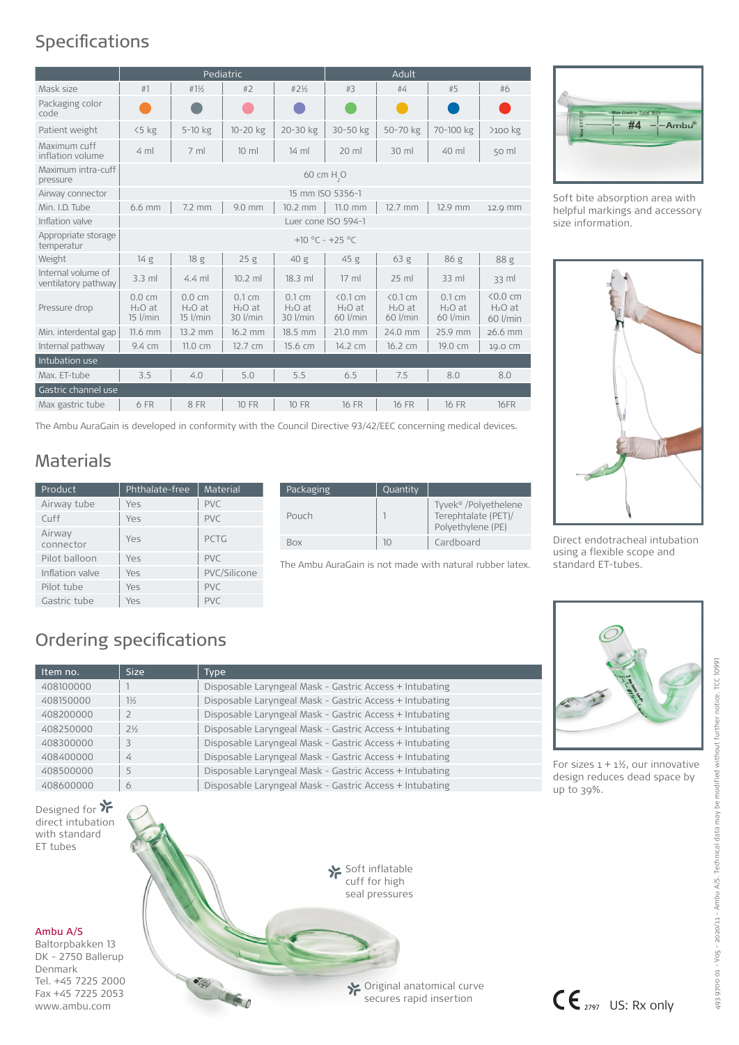## Specifications

| | Pediatric | | | | Adult | | | |
|---|---|---|---|---|---|---|---|---|
| Mask size | #1 | #1½ | #2 | #2½ | #3 | #4 | #5 | #6 |
| Packaging color code | | | | | | | | |
| Patient weight | <5 kg | 5-10 kg | 10-20 kg | 20-30 kg | 30-50 kg | 50-70 kg | 70-100 kg | >100 kg |
| Maximum cuff inflation volume | 4 ml | 7 ml | 10 ml | 14 ml | 20 ml | 30 ml | 40 ml | 50 ml |
| Maximum intra-cuff pressure | 60 cm $H_2O$ | | | | | | | |
| Airway connector | 15 mm ISO 5356-1 | | | | | | | |
| Min. I.D. Tube | 6.6 mm | 7.2 mm | 9.0 mm | 10.2 mm | 11.0 mm | 12.7 mm | 12.9 mm | 12.9 mm |
| Inflation valve | Luer cone ISO 594-1 | | | | | | | |
| Appropriate storage temperatur | +10 °C - +25 °C | | | | | | | |
| Weight | 14 g | 18 g | 25 g | 40 g | 45 g | 63 g | 86 g | 88 g |
| Internal volume of ventilatory pathway | 3.3 ml | 4.4 ml | 10.2 ml | 18.3 ml | 17 ml | 25 ml | 33 ml | 33 ml |
| Pressure drop | 0.0 cm $H_2O$ at 15 l/min | 0.0 cm $H_2O$ at 15 l/min | 0.1 cm $H_2O$ at 30 l/min | 0.1 cm $H_2O$ at 30 l/min | <0.1 cm $H_2O$ at 60 l/min | <0.1 cm $H_2O$ at 60 l/min | 0.1 cm $H_2O$ at 60 l/min | <0.0 cm $H_2O$ at 60 l/min |
| Min. interdental gap | 11.6 mm | 13.2 mm | 16.2 mm | 18.5 mm | 21.0 mm | 24.0 mm | 25.9 mm | 26.6 mm |
| Internal pathway | 9.4 cm | 11.0 cm | 12.7 cm | 15.6 cm | 14.2 cm | 16.2 cm | 19.0 cm | 19.0 cm |
| **Intubation use** | | | | | | | | |
| Max. ET-tube | 3.5 | 4.0 | 5.0 | 5.5 | 6.5 | 7.5 | 8.0 | 8.0 |
| **Gastric channel use** | | | | | | | | |
| Max gastric tube | 6 FR | 8 FR | 10 FR | 10 FR | 16 FR | 16 FR | 16 FR | 16FR |

The Ambu AuraGain is developed in conformity with the Council Directive 93/42/EEC concerning medical devices.

Soft bite absorption area with helpful markings and accessory size information.

Direct endotracheal intubation using a flexible scope and standard ET-tubes.

## Materials

| Product | Phthalate-free | Material |
|---|---|---|
| Airway tube | Yes | PVC |
| Cuff | Yes | PVC |
| Airway connector | Yes | PCTG |
| Pilot balloon | Yes | PVC |
| Inflation valve | Yes | PVC/Silicone |
| Pilot tube | Yes | PVC |
| Gastric tube | Yes | PVC |

| Packaging | Quantity | |
|---|---|---|
| Pouch | 1 | Tyvek® /Polyethelene Terephtalate (PET)/ Polyethylene (PE) |
| Box | 10 | Cardboard |

The Ambu AuraGain is not made with natural rubber latex.

## Ordering specifications

| Item no. | Size | Type |
|---|---|---|
| 408100000 | 1 | Disposable Laryngeal Mask - Gastric Access + Intubating |
| 408150000 | 1½ | Disposable Laryngeal Mask - Gastric Access + Intubating |
| 408200000 | 2 | Disposable Laryngeal Mask - Gastric Access + Intubating |
| 408250000 | 2½ | Disposable Laryngeal Mask - Gastric Access + Intubating |
| 408300000 | 3 | Disposable Laryngeal Mask - Gastric Access + Intubating |
| 408400000 | 4 | Disposable Laryngeal Mask - Gastric Access + Intubating |
| 408500000 | 5 | Disposable Laryngeal Mask - Gastric Access + Intubating |
| 408600000 | 6 | Disposable Laryngeal Mask - Gastric Access + Intubating |

For sizes 1 + 1½, our innovative design reduces dead space by up to 39%.

Designed for direct intubation with standard ET tubes

Soft inflatable cuff for high seal pressures

Original anatomical curve secures rapid insertion

**Ambu A/S**
Baltorpbakken 13
DK - 2750 Ballerup
Denmark
Tel. +45 7225 2000
Fax +45 7225 2053
www.ambu.com

CE 2797 US: Rx only

493 9700 01 - V05 - 2020/11 - Ambu A/S. Technical data may be modified without further notice. TCC 10991